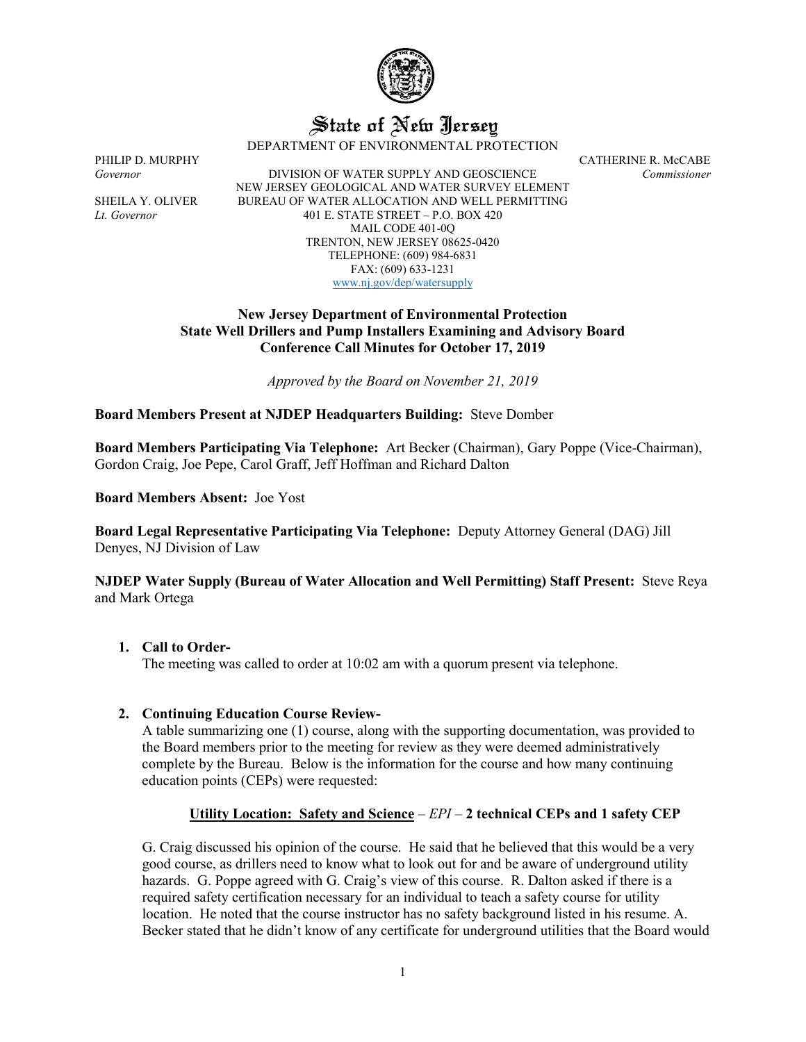# State of New Jersey

DEPARTMENT OF ENVIRONMENTAL PROTECTION

PHILIP D. MURPHY
*Governor*

SHEILA Y. OLIVER
*Lt. Governor*

DIVISION OF WATER SUPPLY AND GEOSCIENCE
NEW JERSEY GEOLOGICAL AND WATER SURVEY ELEMENT
BUREAU OF WATER ALLOCATION AND WELL PERMITTING
401 E. STATE STREET – P.O. BOX 420
MAIL CODE 401-0Q
TRENTON, NEW JERSEY 08625-0420
TELEPHONE: (609) 984-6831
FAX: (609) 633-1231
www.nj.gov/dep/watersupply

CATHERINE R. McCABE
*Commissioner*

**New Jersey Department of Environmental Protection**
**State Well Drillers and Pump Installers Examining and Advisory Board**
**Conference Call Minutes for October 17, 2019**

*Approved by the Board on November 21, 2019*

**Board Members Present at NJDEP Headquarters Building:** Steve Domber

**Board Members Participating Via Telephone:** Art Becker (Chairman), Gary Poppe (Vice-Chairman), Gordon Craig, Joe Pepe, Carol Graff, Jeff Hoffman and Richard Dalton

**Board Members Absent:** Joe Yost

**Board Legal Representative Participating Via Telephone:** Deputy Attorney General (DAG) Jill Denyes, NJ Division of Law

**NJDEP Water Supply (Bureau of Water Allocation and Well Permitting) Staff Present:** Steve Reya and Mark Ortega

1. **Call to Order-**
   The meeting was called to order at 10:02 am with a quorum present via telephone.

2. **Continuing Education Course Review-**
   A table summarizing one (1) course, along with the supporting documentation, was provided to the Board members prior to the meeting for review as they were deemed administratively complete by the Bureau. Below is the information for the course and how many continuing education points (CEPs) were requested:

   **<u>Utility Location: Safety and Science</u>** – *EPI* – **2 technical CEPs and 1 safety CEP**

   G. Craig discussed his opinion of the course. He said that he believed that this would be a very good course, as drillers need to know what to look out for and be aware of underground utility hazards. G. Poppe agreed with G. Craig's view of this course. R. Dalton asked if there is a required safety certification necessary for an individual to teach a safety course for utility location. He noted that the course instructor has no safety background listed in his resume. A. Becker stated that he didn't know of any certificate for underground utilities that the Board would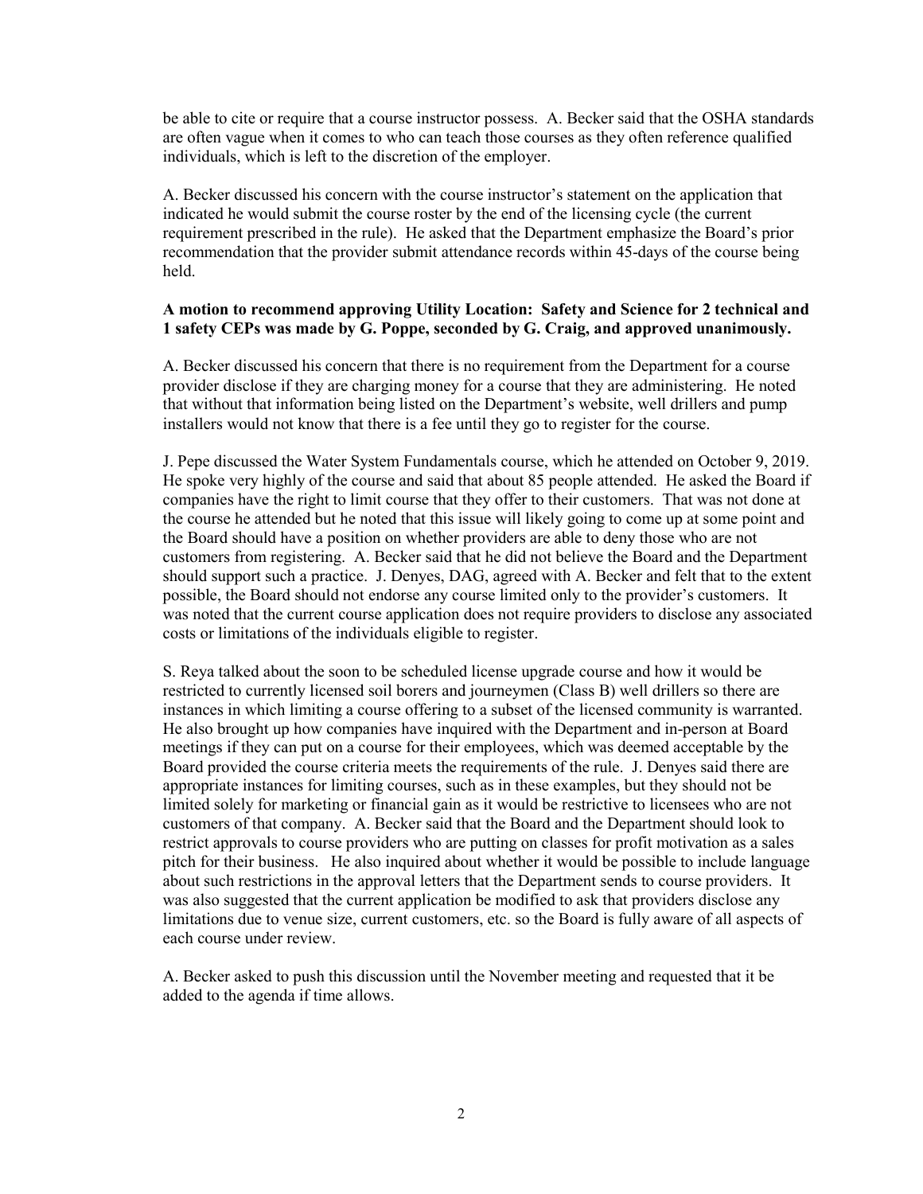be able to cite or require that a course instructor possess. A. Becker said that the OSHA standards are often vague when it comes to who can teach those courses as they often reference qualified individuals, which is left to the discretion of the employer.

A. Becker discussed his concern with the course instructor's statement on the application that indicated he would submit the course roster by the end of the licensing cycle (the current requirement prescribed in the rule). He asked that the Department emphasize the Board's prior recommendation that the provider submit attendance records within 45-days of the course being held.

**A motion to recommend approving Utility Location: Safety and Science for 2 technical and 1 safety CEPs was made by G. Poppe, seconded by G. Craig, and approved unanimously.**

A. Becker discussed his concern that there is no requirement from the Department for a course provider disclose if they are charging money for a course that they are administering. He noted that without that information being listed on the Department's website, well drillers and pump installers would not know that there is a fee until they go to register for the course.

J. Pepe discussed the Water System Fundamentals course, which he attended on October 9, 2019. He spoke very highly of the course and said that about 85 people attended. He asked the Board if companies have the right to limit course that they offer to their customers. That was not done at the course he attended but he noted that this issue will likely going to come up at some point and the Board should have a position on whether providers are able to deny those who are not customers from registering. A. Becker said that he did not believe the Board and the Department should support such a practice. J. Denyes, DAG, agreed with A. Becker and felt that to the extent possible, the Board should not endorse any course limited only to the provider's customers. It was noted that the current course application does not require providers to disclose any associated costs or limitations of the individuals eligible to register.

S. Reya talked about the soon to be scheduled license upgrade course and how it would be restricted to currently licensed soil borers and journeymen (Class B) well drillers so there are instances in which limiting a course offering to a subset of the licensed community is warranted. He also brought up how companies have inquired with the Department and in-person at Board meetings if they can put on a course for their employees, which was deemed acceptable by the Board provided the course criteria meets the requirements of the rule. J. Denyes said there are appropriate instances for limiting courses, such as in these examples, but they should not be limited solely for marketing or financial gain as it would be restrictive to licensees who are not customers of that company. A. Becker said that the Board and the Department should look to restrict approvals to course providers who are putting on classes for profit motivation as a sales pitch for their business. He also inquired about whether it would be possible to include language about such restrictions in the approval letters that the Department sends to course providers. It was also suggested that the current application be modified to ask that providers disclose any limitations due to venue size, current customers, etc. so the Board is fully aware of all aspects of each course under review.

A. Becker asked to push this discussion until the November meeting and requested that it be added to the agenda if time allows.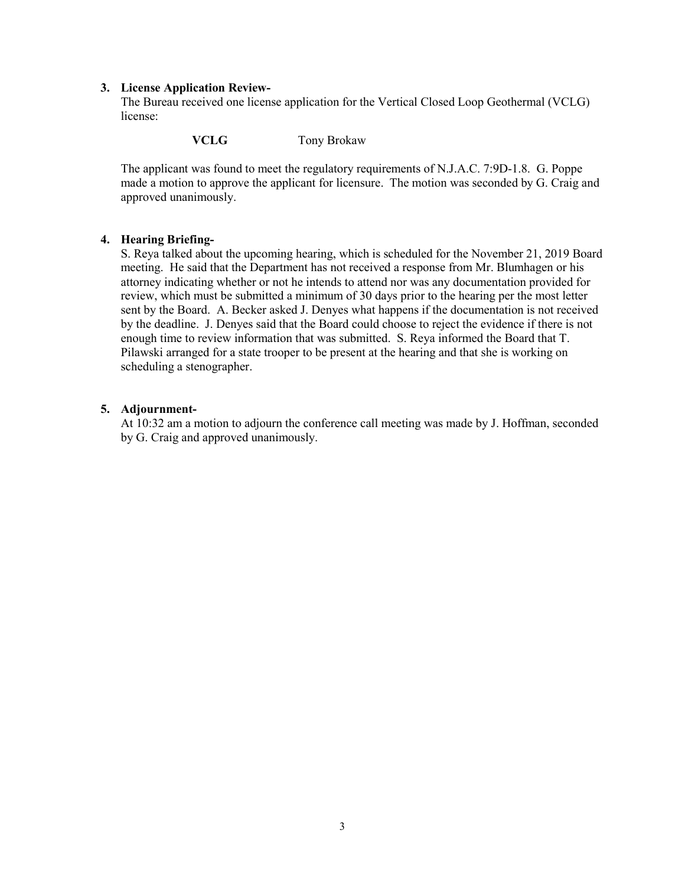3. **License Application Review-**

   The Bureau received one license application for the Vertical Closed Loop Geothermal (VCLG) license:

   **VCLG** Tony Brokaw

   The applicant was found to meet the regulatory requirements of N.J.A.C. 7:9D-1.8. G. Poppe made a motion to approve the applicant for licensure. The motion was seconded by G. Craig and approved unanimously.

4. **Hearing Briefing-**

   S. Reya talked about the upcoming hearing, which is scheduled for the November 21, 2019 Board meeting. He said that the Department has not received a response from Mr. Blumhagen or his attorney indicating whether or not he intends to attend nor was any documentation provided for review, which must be submitted a minimum of 30 days prior to the hearing per the most letter sent by the Board. A. Becker asked J. Denyes what happens if the documentation is not received by the deadline. J. Denyes said that the Board could choose to reject the evidence if there is not enough time to review information that was submitted. S. Reya informed the Board that T. Pilawski arranged for a state trooper to be present at the hearing and that she is working on scheduling a stenographer.

5. **Adjournment-**

   At 10:32 am a motion to adjourn the conference call meeting was made by J. Hoffman, seconded by G. Craig and approved unanimously.